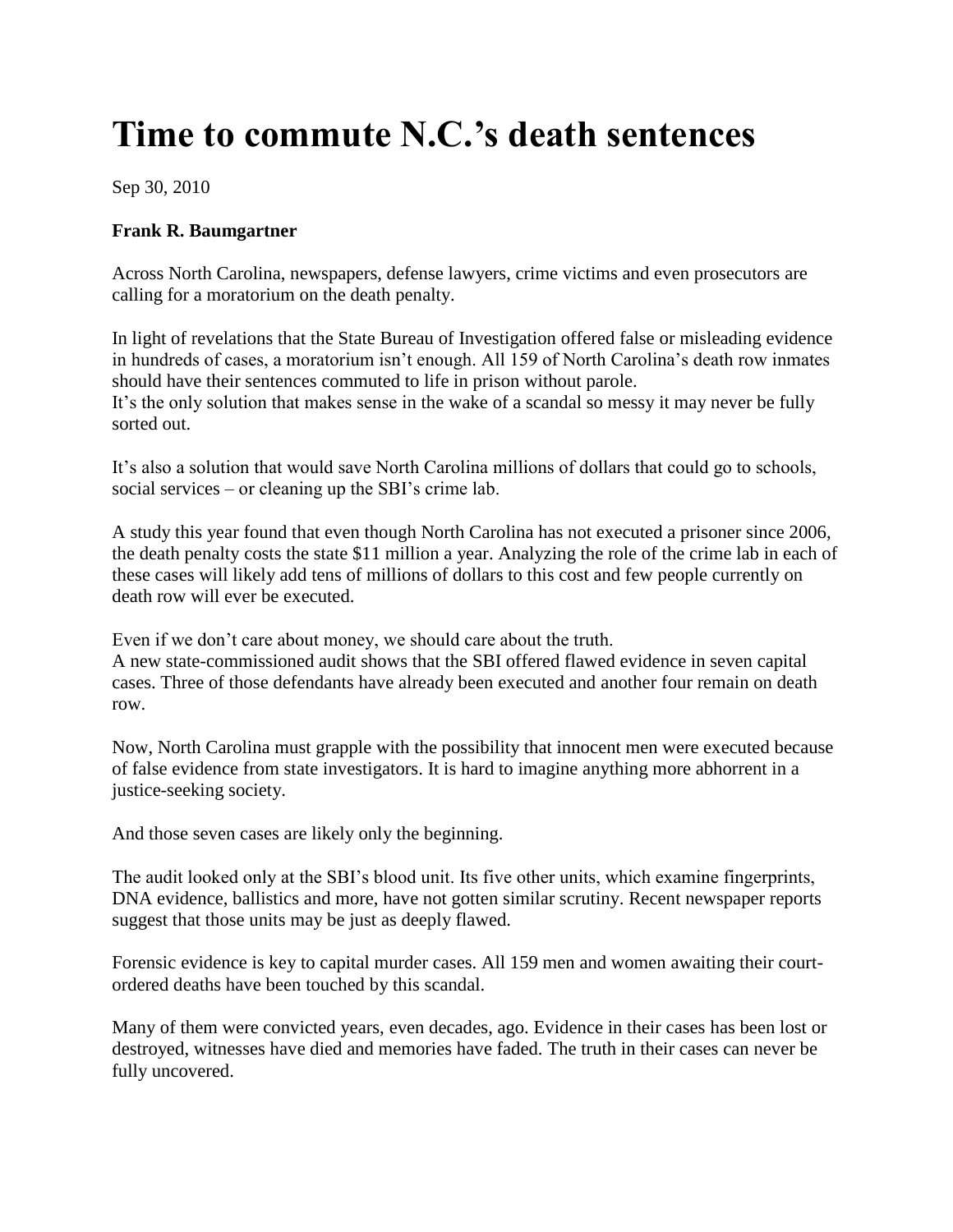# Time to commute N.C.'s death sentences

Sep 30, 2010

**Frank R. Baumgartner**

Across North Carolina, newspapers, defense lawyers, crime victims and even prosecutors are calling for a moratorium on the death penalty.

In light of revelations that the State Bureau of Investigation offered false or misleading evidence in hundreds of cases, a moratorium isn't enough. All 159 of North Carolina's death row inmates should have their sentences commuted to life in prison without parole.
It's the only solution that makes sense in the wake of a scandal so messy it may never be fully sorted out.

It's also a solution that would save North Carolina millions of dollars that could go to schools, social services – or cleaning up the SBI's crime lab.

A study this year found that even though North Carolina has not executed a prisoner since 2006, the death penalty costs the state $11 million a year. Analyzing the role of the crime lab in each of these cases will likely add tens of millions of dollars to this cost and few people currently on death row will ever be executed.

Even if we don't care about money, we should care about the truth.
A new state-commissioned audit shows that the SBI offered flawed evidence in seven capital cases. Three of those defendants have already been executed and another four remain on death row.

Now, North Carolina must grapple with the possibility that innocent men were executed because of false evidence from state investigators. It is hard to imagine anything more abhorrent in a justice-seeking society.

And those seven cases are likely only the beginning.

The audit looked only at the SBI's blood unit. Its five other units, which examine fingerprints, DNA evidence, ballistics and more, have not gotten similar scrutiny. Recent newspaper reports suggest that those units may be just as deeply flawed.

Forensic evidence is key to capital murder cases. All 159 men and women awaiting their court-ordered deaths have been touched by this scandal.

Many of them were convicted years, even decades, ago. Evidence in their cases has been lost or destroyed, witnesses have died and memories have faded. The truth in their cases can never be fully uncovered.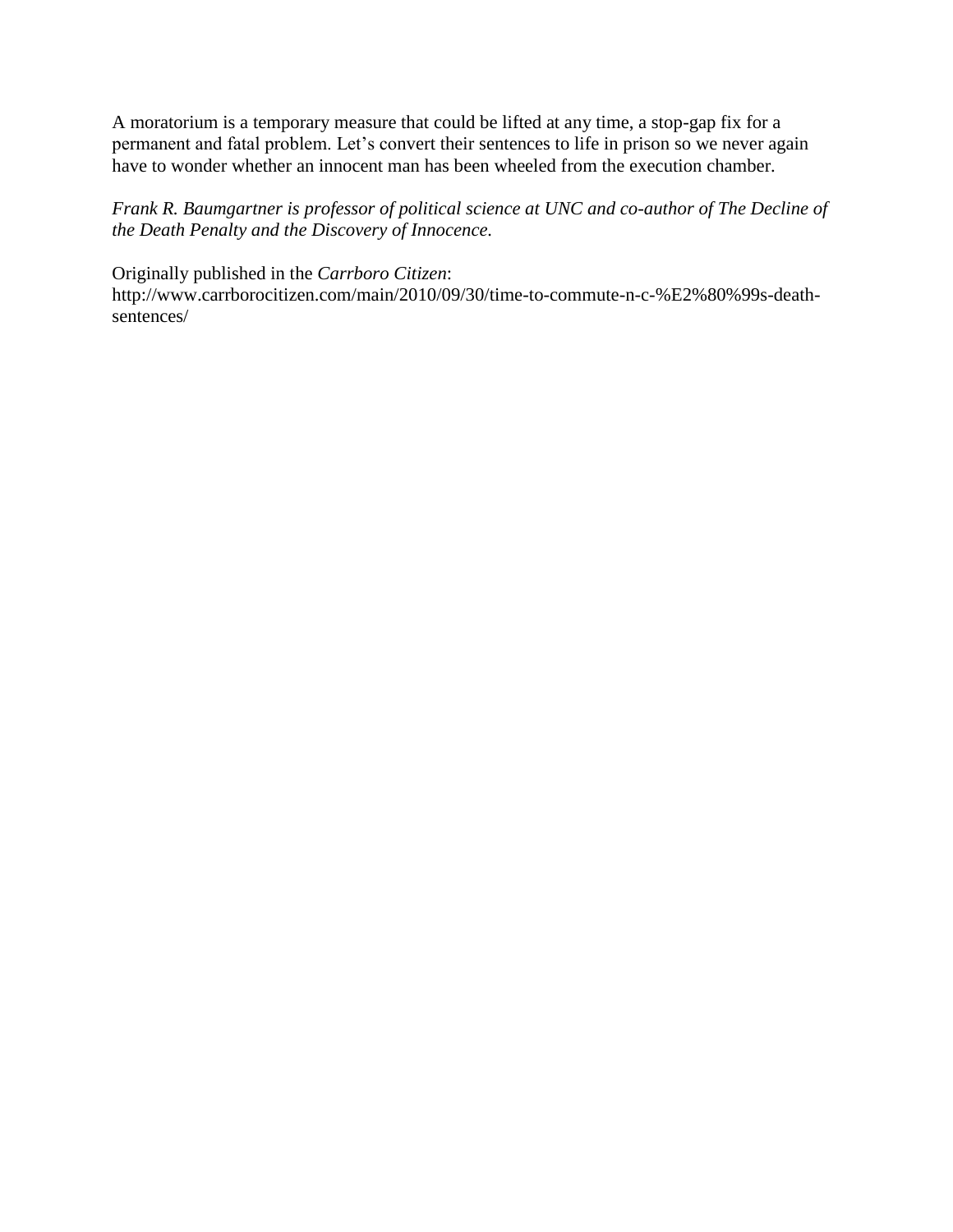A moratorium is a temporary measure that could be lifted at any time, a stop-gap fix for a permanent and fatal problem. Let's convert their sentences to life in prison so we never again have to wonder whether an innocent man has been wheeled from the execution chamber.

*Frank R. Baumgartner is professor of political science at UNC and co-author of The Decline of the Death Penalty and the Discovery of Innocence.*

Originally published in the *Carrboro Citizen*:
http://www.carrborocitizen.com/main/2010/09/30/time-to-commute-n-c-%E2%80%99s-death-sentences/